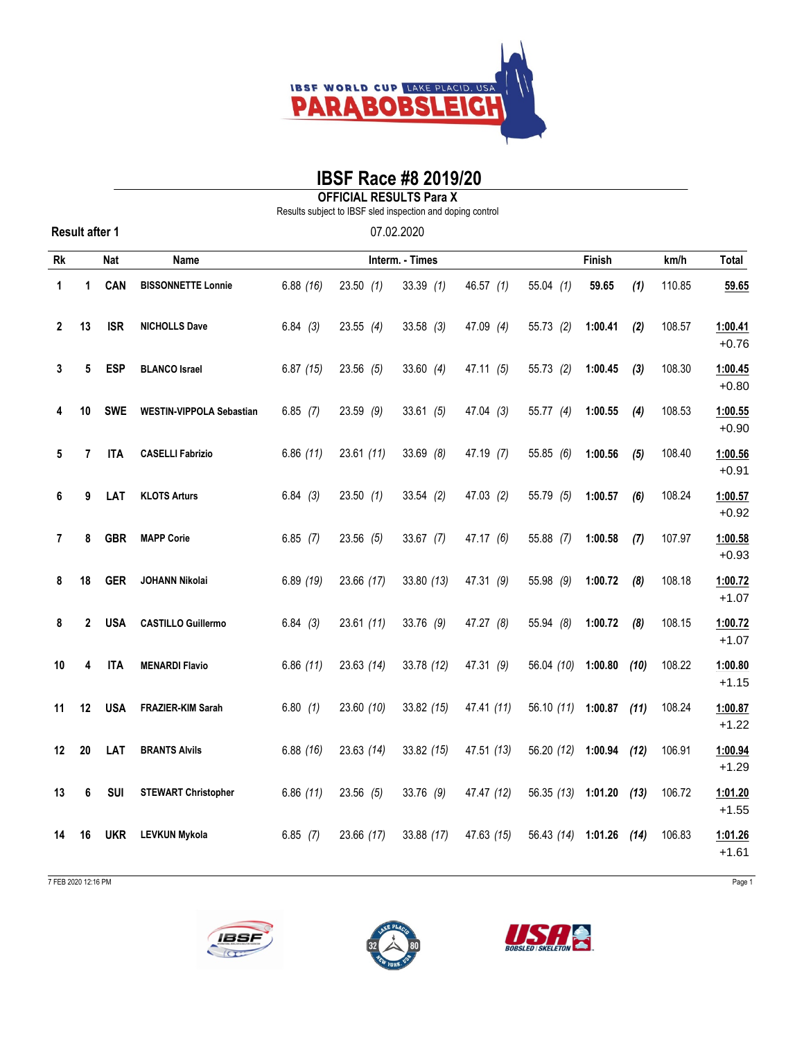# IBSF Race #8 2019/20

**OFFICIAL RESULTS Para X**

Results subject to IBSF sled inspection and doping control

**Result after 1** 07.02.2020

| Rk | | Nat | Name | Interm. - Times | | | | | Finish | | km/h | Total |
|---|---|---|---|---|---|---|---|---|---|---|---|---|
| 1 | 1 | CAN | BISSONNETTE Lonnie | 6.88 *(16)* | 23.50 *(1)* | 33.39 *(1)* | 46.57 *(1)* | 55.04 *(1)* | **59.65** | ***(1)*** | 110.85 | **59.65** |
| 2 | 13 | ISR | NICHOLLS Dave | 6.84 *(3)* | 23.55 *(4)* | 33.58 *(3)* | 47.09 *(4)* | 55.73 *(2)* | **1:00.41** | ***(2)*** | 108.57 | **1:00.41** +0.76 |
| 3 | 5 | ESP | BLANCO Israel | 6.87 *(15)* | 23.56 *(5)* | 33.60 *(4)* | 47.11 *(5)* | 55.73 *(2)* | **1:00.45** | ***(3)*** | 108.30 | **1:00.45** +0.80 |
| 4 | 10 | SWE | WESTIN-VIPPOLA Sebastian | 6.85 *(7)* | 23.59 *(9)* | 33.61 *(5)* | 47.04 *(3)* | 55.77 *(4)* | **1:00.55** | ***(4)*** | 108.53 | **1:00.55** +0.90 |
| 5 | 7 | ITA | CASELLI Fabrizio | 6.86 *(11)* | 23.61 *(11)* | 33.69 *(8)* | 47.19 *(7)* | 55.85 *(6)* | **1:00.56** | ***(5)*** | 108.40 | **1:00.56** +0.91 |
| 6 | 9 | LAT | KLOTS Arturs | 6.84 *(3)* | 23.50 *(1)* | 33.54 *(2)* | 47.03 *(2)* | 55.79 *(5)* | **1:00.57** | ***(6)*** | 108.24 | **1:00.57** +0.92 |
| 7 | 8 | GBR | MAPP Corie | 6.85 *(7)* | 23.56 *(5)* | 33.67 *(7)* | 47.17 *(6)* | 55.88 *(7)* | **1:00.58** | ***(7)*** | 107.97 | **1:00.58** +0.93 |
| 8 | 18 | GER | JOHANN Nikolai | 6.89 *(19)* | 23.66 *(17)* | 33.80 *(13)* | 47.31 *(9)* | 55.98 *(9)* | **1:00.72** | ***(8)*** | 108.18 | **1:00.72** +1.07 |
| 8 | 2 | USA | CASTILLO Guillermo | 6.84 *(3)* | 23.61 *(11)* | 33.76 *(9)* | 47.27 *(8)* | 55.94 *(8)* | **1:00.72** | ***(8)*** | 108.15 | **1:00.72** +1.07 |
| 10 | 4 | ITA | MENARDI Flavio | 6.86 *(11)* | 23.63 *(14)* | 33.78 *(12)* | 47.31 *(9)* | 56.04 *(10)* | **1:00.80** | ***(10)*** | 108.22 | **1:00.80** +1.15 |
| 11 | 12 | USA | FRAZIER-KIM Sarah | 6.80 *(1)* | 23.60 *(10)* | 33.82 *(15)* | 47.41 *(11)* | 56.10 *(11)* | **1:00.87** | ***(11)*** | 108.24 | **1:00.87** +1.22 |
| 12 | 20 | LAT | BRANTS Alvils | 6.88 *(16)* | 23.63 *(14)* | 33.82 *(15)* | 47.51 *(13)* | 56.20 *(12)* | **1:00.94** | ***(12)*** | 106.91 | **1:00.94** +1.29 |
| 13 | 6 | SUI | STEWART Christopher | 6.86 *(11)* | 23.56 *(5)* | 33.76 *(9)* | 47.47 *(12)* | 56.35 *(13)* | **1:01.20** | ***(13)*** | 106.72 | **1:01.20** +1.55 |
| 14 | 16 | UKR | LEVKUN Mykola | 6.85 *(7)* | 23.66 *(17)* | 33.88 *(17)* | 47.63 *(15)* | 56.43 *(14)* | **1:01.26** | ***(14)*** | 106.83 | **1:01.26** +1.61 |

7 FEB 2020 12:16 PM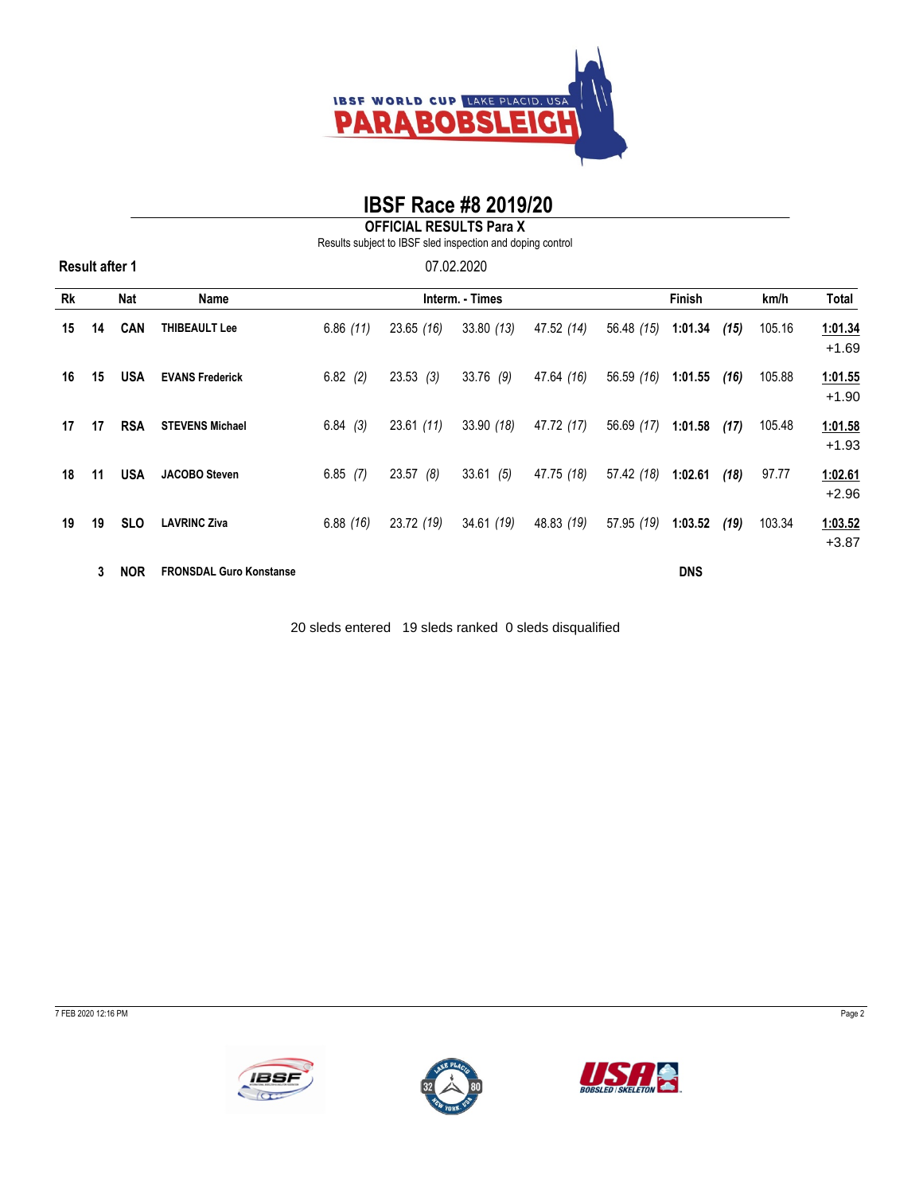IBSF WORLD CUP LAKE PLACID, USA PARABOBSLEIGH

# IBSF Race #8 2019/20

**OFFICIAL RESULTS Para X**

Results subject to IBSF sled inspection and doping control

**Result after 1**

07.02.2020

| Rk | | Nat | Name | Interm. - Times | | | | | Finish | | km/h | Total |
|---|---|---|---|---|---|---|---|---|---|---|---|---|
| 15 | 14 | CAN | THIBEAULT Lee | 6.86 *(11)* | 23.65 *(16)* | 33.80 *(13)* | 47.52 *(14)* | 56.48 *(15)* | **1:01.34** | ***(15)*** | 105.16 | **1:01.34** +1.69 |
| 16 | 15 | USA | EVANS Frederick | 6.82 *(2)* | 23.53 *(3)* | 33.76 *(9)* | 47.64 *(16)* | 56.59 *(16)* | **1:01.55** | ***(16)*** | 105.88 | **1:01.55** +1.90 |
| 17 | 17 | RSA | STEVENS Michael | 6.84 *(3)* | 23.61 *(11)* | 33.90 *(18)* | 47.72 *(17)* | 56.69 *(17)* | **1:01.58** | ***(17)*** | 105.48 | **1:01.58** +1.93 |
| 18 | 11 | USA | JACOBO Steven | 6.85 *(7)* | 23.57 *(8)* | 33.61 *(5)* | 47.75 *(18)* | 57.42 *(18)* | **1:02.61** | ***(18)*** | 97.77 | **1:02.61** +2.96 |
| 19 | 19 | SLO | LAVRINC Ziva | 6.88 *(16)* | 23.72 *(19)* | 34.61 *(19)* | 48.83 *(19)* | 57.95 *(19)* | **1:03.52** | ***(19)*** | 103.34 | **1:03.52** +3.87 |
| | 3 | NOR | FRONSDAL Guro Konstanse | | | | | | **DNS** | | | |

20 sleds entered 19 sleds ranked 0 sleds disqualified

7 FEB 2020 12:16 PM